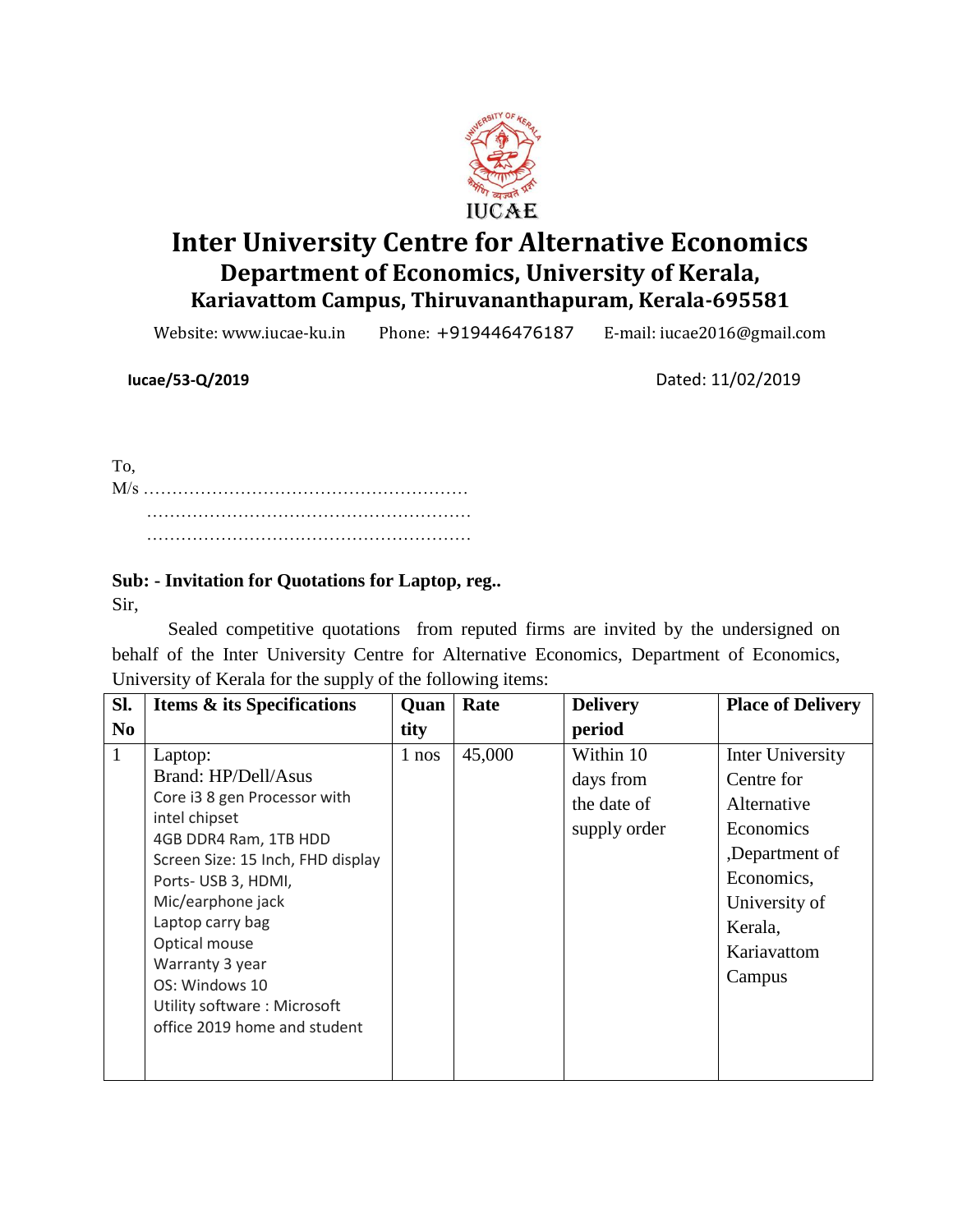IUCAE

# Inter University Centre for Alternative Economics

## Department of Economics, University of Kerala,

### Kariavattom Campus, Thiruvananthapuram, Kerala-695581

Website: www.iucae-ku.in Phone: +919446476187 E-mail: iucae2016@gmail.com

**Iucae/53-Q/2019** Dated: 11/02/2019

To,
M/s …………………………………………………
…………………………………………………
…………………………………………………

**Sub: - Invitation for Quotations for Laptop, reg..**

Sir,

Sealed competitive quotations from reputed firms are invited by the undersigned on behalf of the Inter University Centre for Alternative Economics, Department of Economics, University of Kerala for the supply of the following items:

| Sl. No | Items & its Specifications | Quantity | Rate | Delivery period | Place of Delivery |
|---|---|---|---|---|---|
| 1 | Laptop:<br>Brand: HP/Dell/Asus<br>Core i3 8 gen Processor with intel chipset<br>4GB DDR4 Ram, 1TB HDD<br>Screen Size: 15 Inch, FHD display<br>Ports- USB 3, HDMI,<br>Mic/earphone jack<br>Laptop carry bag<br>Optical mouse<br>Warranty 3 year<br>OS: Windows 10<br>Utility software : Microsoft office 2019 home and student | 1 nos | 45,000 | Within 10 days from the date of supply order | Inter University Centre for Alternative Economics ,Department of Economics, University of Kerala, Kariavattom Campus |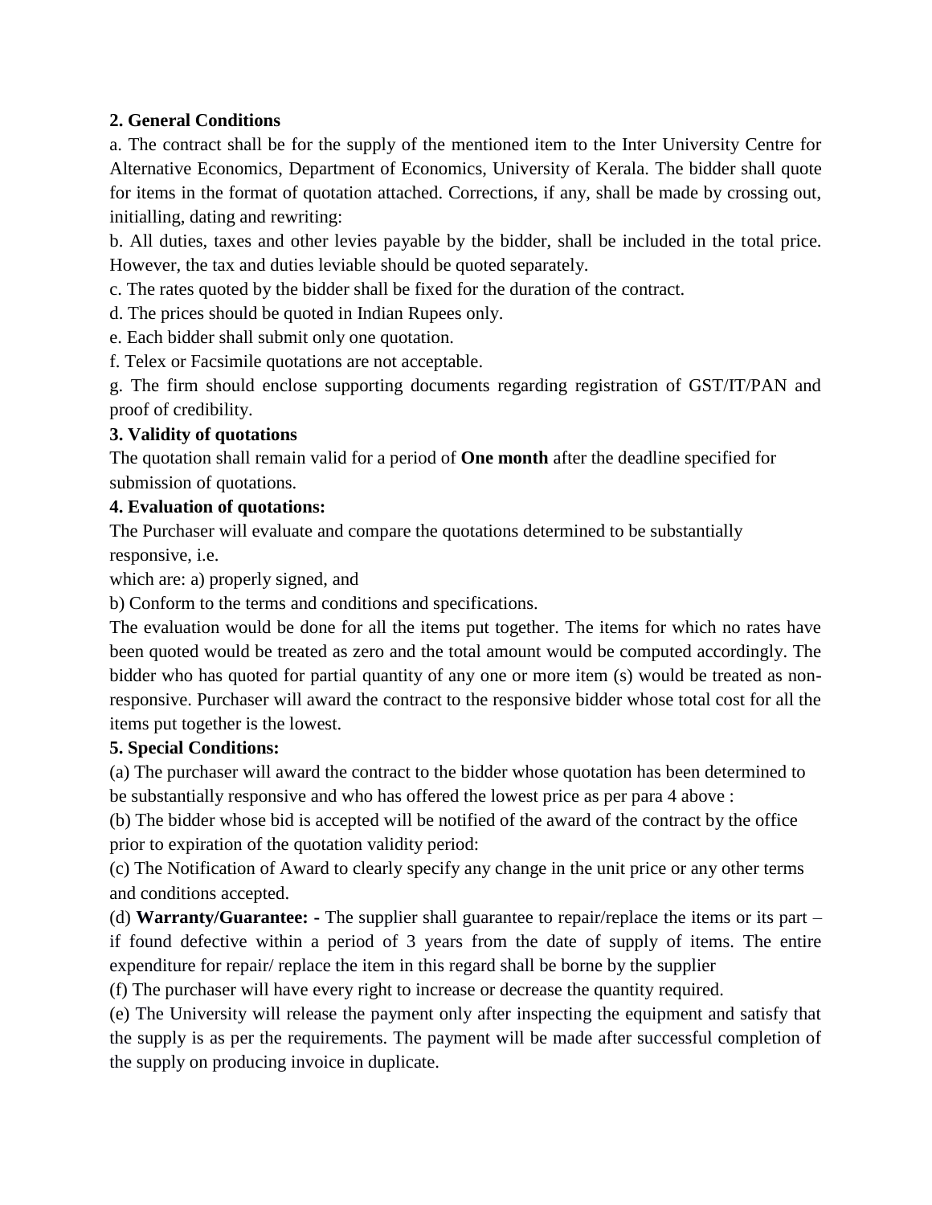**2. General Conditions**

a. The contract shall be for the supply of the mentioned item to the Inter University Centre for Alternative Economics, Department of Economics, University of Kerala. The bidder shall quote for items in the format of quotation attached. Corrections, if any, shall be made by crossing out, initialling, dating and rewriting:

b. All duties, taxes and other levies payable by the bidder, shall be included in the total price. However, the tax and duties leviable should be quoted separately.

c. The rates quoted by the bidder shall be fixed for the duration of the contract.

d. The prices should be quoted in Indian Rupees only.

e. Each bidder shall submit only one quotation.

f. Telex or Facsimile quotations are not acceptable.

g. The firm should enclose supporting documents regarding registration of GST/IT/PAN and proof of credibility.

**3. Validity of quotations**

The quotation shall remain valid for a period of **One month** after the deadline specified for submission of quotations.

**4. Evaluation of quotations:**

The Purchaser will evaluate and compare the quotations determined to be substantially responsive, i.e.

which are: a) properly signed, and

b) Conform to the terms and conditions and specifications.

The evaluation would be done for all the items put together. The items for which no rates have been quoted would be treated as zero and the total amount would be computed accordingly. The bidder who has quoted for partial quantity of any one or more item (s) would be treated as non-responsive. Purchaser will award the contract to the responsive bidder whose total cost for all the items put together is the lowest.

**5. Special Conditions:**

(a) The purchaser will award the contract to the bidder whose quotation has been determined to be substantially responsive and who has offered the lowest price as per para 4 above :

(b) The bidder whose bid is accepted will be notified of the award of the contract by the office prior to expiration of the quotation validity period:

(c) The Notification of Award to clearly specify any change in the unit price or any other terms and conditions accepted.

(d) **Warranty/Guarantee: -** The supplier shall guarantee to repair/replace the items or its part – if found defective within a period of 3 years from the date of supply of items. The entire expenditure for repair/ replace the item in this regard shall be borne by the supplier

(f) The purchaser will have every right to increase or decrease the quantity required.

(e) The University will release the payment only after inspecting the equipment and satisfy that the supply is as per the requirements. The payment will be made after successful completion of the supply on producing invoice in duplicate.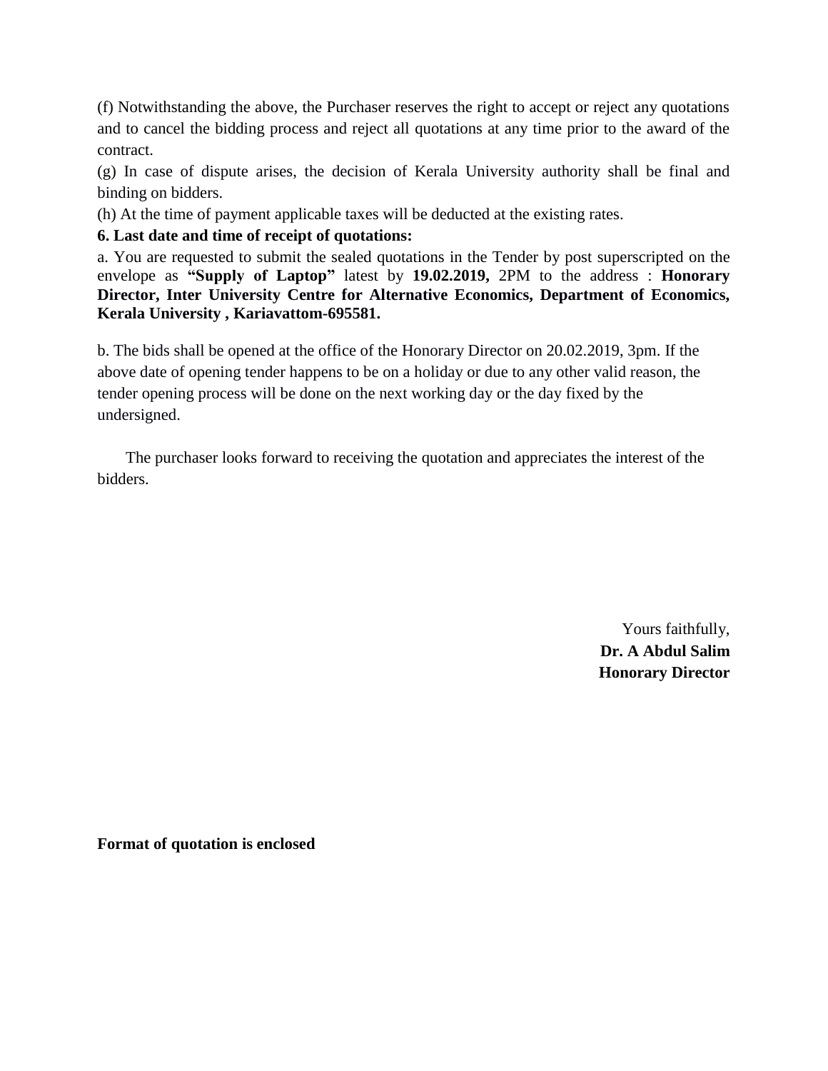(f) Notwithstanding the above, the Purchaser reserves the right to accept or reject any quotations and to cancel the bidding process and reject all quotations at any time prior to the award of the contract.

(g) In case of dispute arises, the decision of Kerala University authority shall be final and binding on bidders.

(h) At the time of payment applicable taxes will be deducted at the existing rates.

**6. Last date and time of receipt of quotations:**

a. You are requested to submit the sealed quotations in the Tender by post superscripted on the envelope as **"Supply of Laptop"** latest by **19.02.2019,** 2PM to the address : **Honorary Director, Inter University Centre for Alternative Economics, Department of Economics, Kerala University , Kariavattom-695581.**

b. The bids shall be opened at the office of the Honorary Director on 20.02.2019, 3pm. If the above date of opening tender happens to be on a holiday or due to any other valid reason, the tender opening process will be done on the next working day or the day fixed by the undersigned.

The purchaser looks forward to receiving the quotation and appreciates the interest of the bidders.

Yours faithfully,
**Dr. A Abdul Salim**
**Honorary Director**

**Format of quotation is enclosed**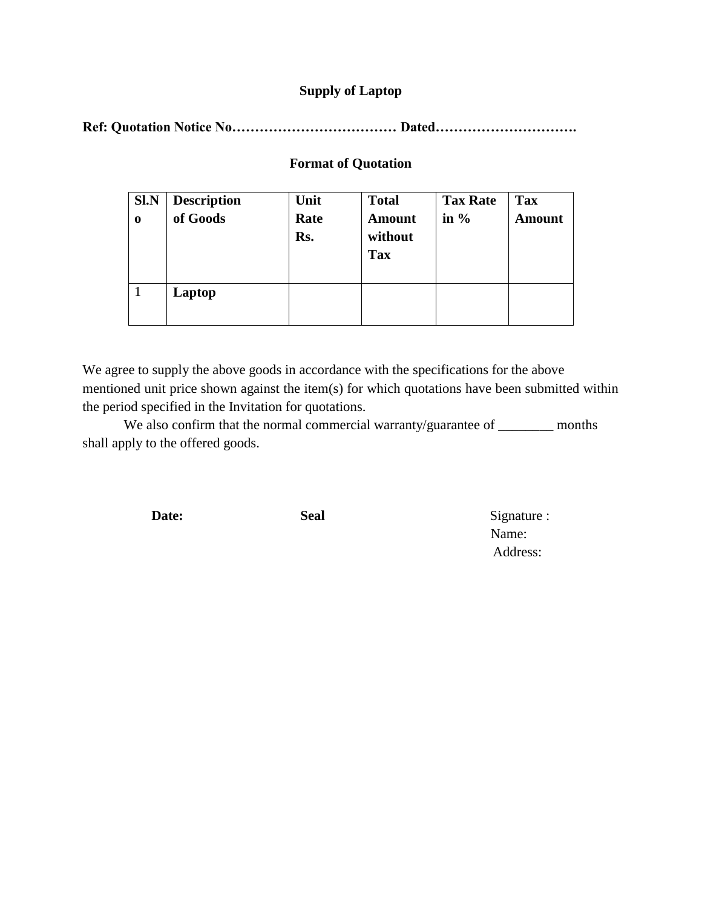**Supply of Laptop**

**Ref: Quotation Notice No……………………………… Dated………………………….**

**Format of Quotation**

| **Sl.No** | **Description of Goods** | **Unit Rate Rs.** | **Total Amount without Tax** | **Tax Rate in %** | **Tax Amount** |
|---|---|---|---|---|---|
| 1 | **Laptop** | | | | |

We agree to supply the above goods in accordance with the specifications for the above mentioned unit price shown against the item(s) for which quotations have been submitted within the period specified in the Invitation for quotations.

We also confirm that the normal commercial warranty/guarantee of ________ months shall apply to the offered goods.

**Date:** **Seal** Signature :

Name:

Address: